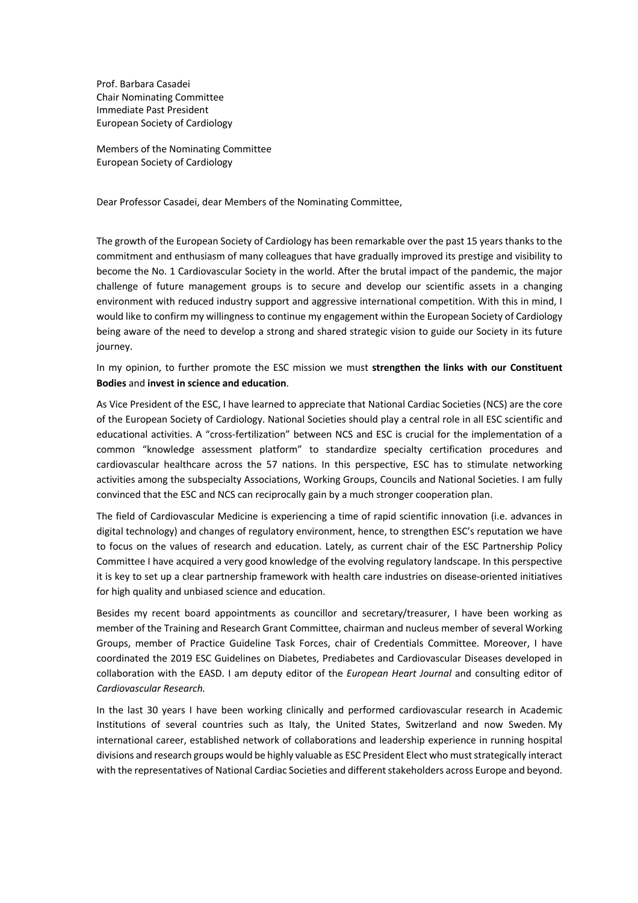Prof. Barbara Casadei
Chair Nominating Committee
Immediate Past President
European Society of Cardiology

Members of the Nominating Committee
European Society of Cardiology

Dear Professor Casadei, dear Members of the Nominating Committee,

The growth of the European Society of Cardiology has been remarkable over the past 15 years thanks to the commitment and enthusiasm of many colleagues that have gradually improved its prestige and visibility to become the No. 1 Cardiovascular Society in the world. After the brutal impact of the pandemic, the major challenge of future management groups is to secure and develop our scientific assets in a changing environment with reduced industry support and aggressive international competition. With this in mind, I would like to confirm my willingness to continue my engagement within the European Society of Cardiology being aware of the need to develop a strong and shared strategic vision to guide our Society in its future journey.

In my opinion, to further promote the ESC mission we must **strengthen the links with our Constituent Bodies** and **invest in science and education**.

As Vice President of the ESC, I have learned to appreciate that National Cardiac Societies (NCS) are the core of the European Society of Cardiology. National Societies should play a central role in all ESC scientific and educational activities. A "cross-fertilization" between NCS and ESC is crucial for the implementation of a common "knowledge assessment platform" to standardize specialty certification procedures and cardiovascular healthcare across the 57 nations. In this perspective, ESC has to stimulate networking activities among the subspecialty Associations, Working Groups, Councils and National Societies. I am fully convinced that the ESC and NCS can reciprocally gain by a much stronger cooperation plan.

The field of Cardiovascular Medicine is experiencing a time of rapid scientific innovation (i.e. advances in digital technology) and changes of regulatory environment, hence, to strengthen ESC's reputation we have to focus on the values of research and education. Lately, as current chair of the ESC Partnership Policy Committee I have acquired a very good knowledge of the evolving regulatory landscape. In this perspective it is key to set up a clear partnership framework with health care industries on disease-oriented initiatives for high quality and unbiased science and education.

Besides my recent board appointments as councillor and secretary/treasurer, I have been working as member of the Training and Research Grant Committee, chairman and nucleus member of several Working Groups, member of Practice Guideline Task Forces, chair of Credentials Committee. Moreover, I have coordinated the 2019 ESC Guidelines on Diabetes, Prediabetes and Cardiovascular Diseases developed in collaboration with the EASD. I am deputy editor of the *European Heart Journal* and consulting editor of *Cardiovascular Research.*

In the last 30 years I have been working clinically and performed cardiovascular research in Academic Institutions of several countries such as Italy, the United States, Switzerland and now Sweden. My international career, established network of collaborations and leadership experience in running hospital divisions and research groups would be highly valuable as ESC President Elect who must strategically interact with the representatives of National Cardiac Societies and different stakeholders across Europe and beyond.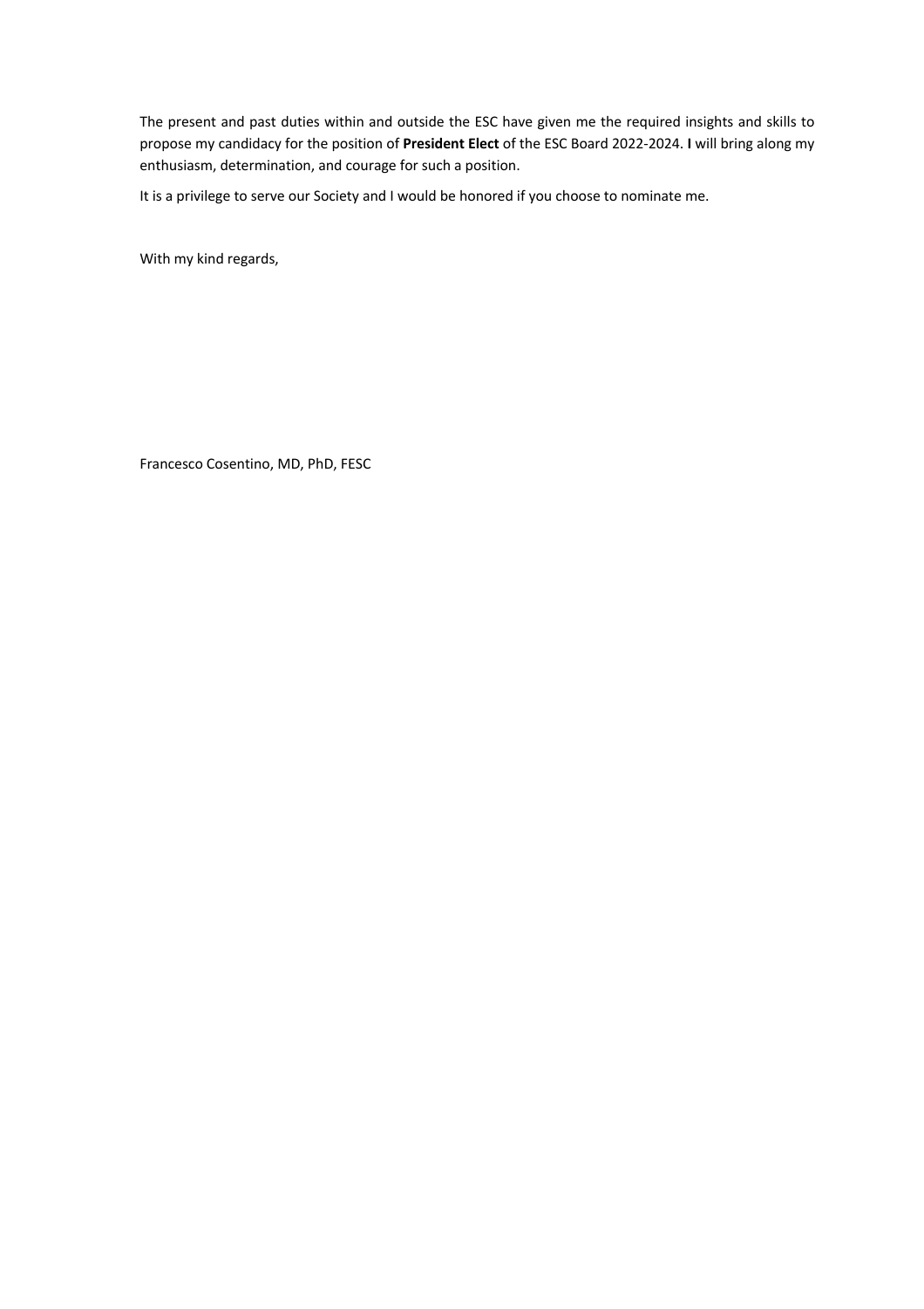The present and past duties within and outside the ESC have given me the required insights and skills to propose my candidacy for the position of **President Elect** of the ESC Board 2022-2024. **I** will bring along my enthusiasm, determination, and courage for such a position.

It is a privilege to serve our Society and I would be honored if you choose to nominate me.

With my kind regards,

Francesco Cosentino, MD, PhD, FESC